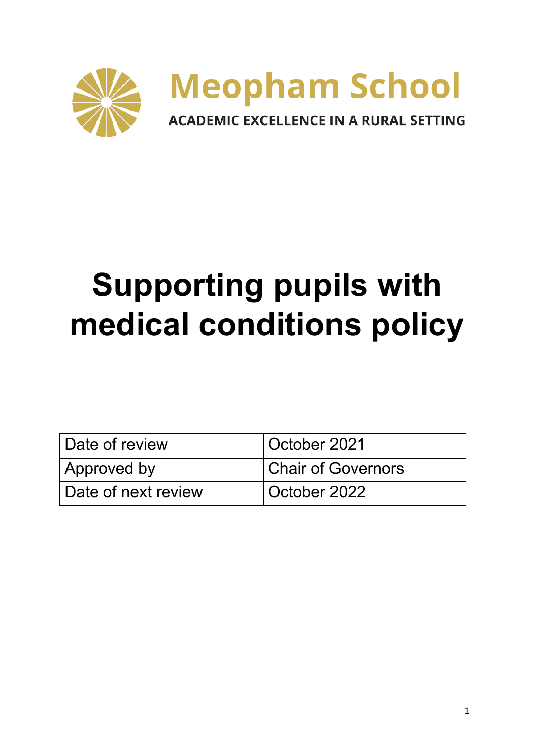Meopham School

ACADEMIC EXCELLENCE IN A RURAL SETTING

# Supporting pupils with medical conditions policy

| Date of review | October 2021 |
|---|---|
| Approved by | Chair of Governors |
| Date of next review | October 2022 |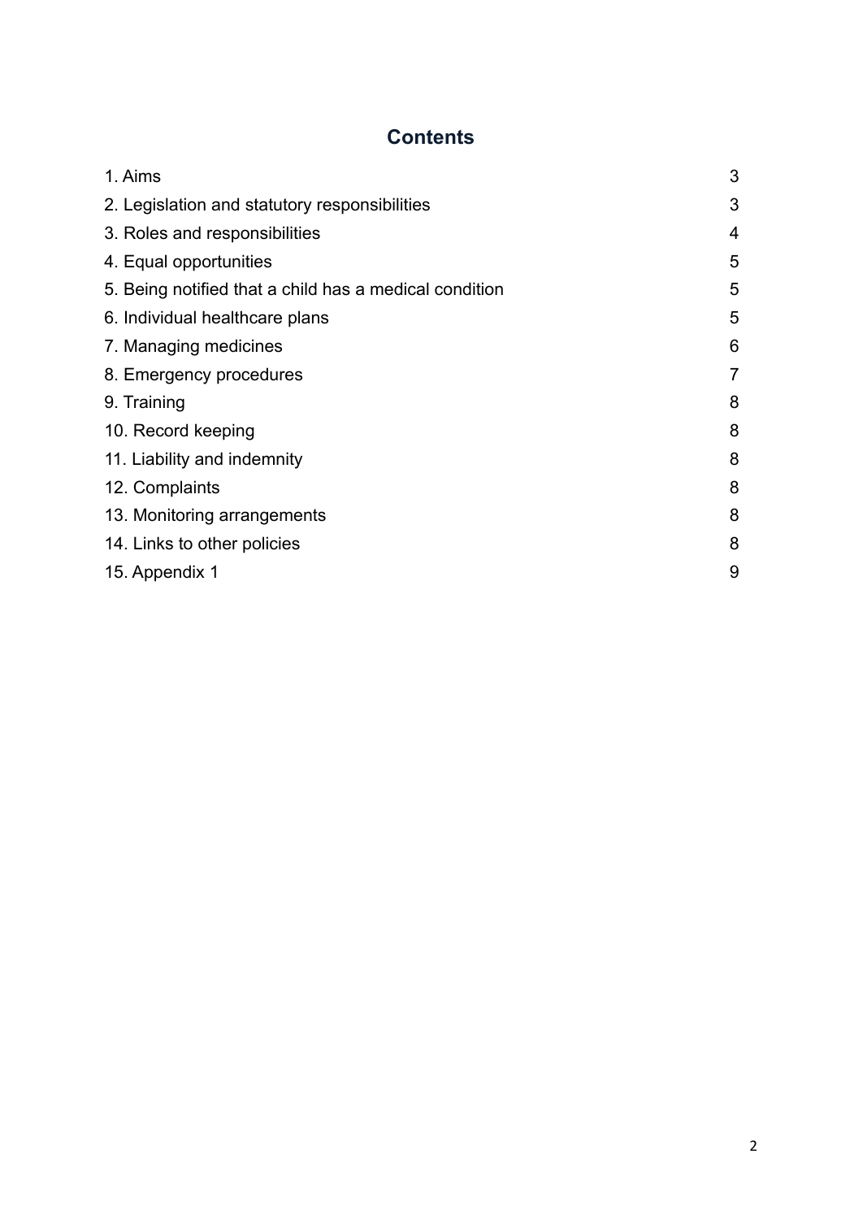## Contents

| | |
|---|---|
| 1. Aims | 3 |
| 2. Legislation and statutory responsibilities | 3 |
| 3. Roles and responsibilities | 4 |
| 4. Equal opportunities | 5 |
| 5. Being notified that a child has a medical condition | 5 |
| 6. Individual healthcare plans | 5 |
| 7. Managing medicines | 6 |
| 8. Emergency procedures | 7 |
| 9. Training | 8 |
| 10. Record keeping | 8 |
| 11. Liability and indemnity | 8 |
| 12. Complaints | 8 |
| 13. Monitoring arrangements | 8 |
| 14. Links to other policies | 8 |
| 15. Appendix 1 | 9 |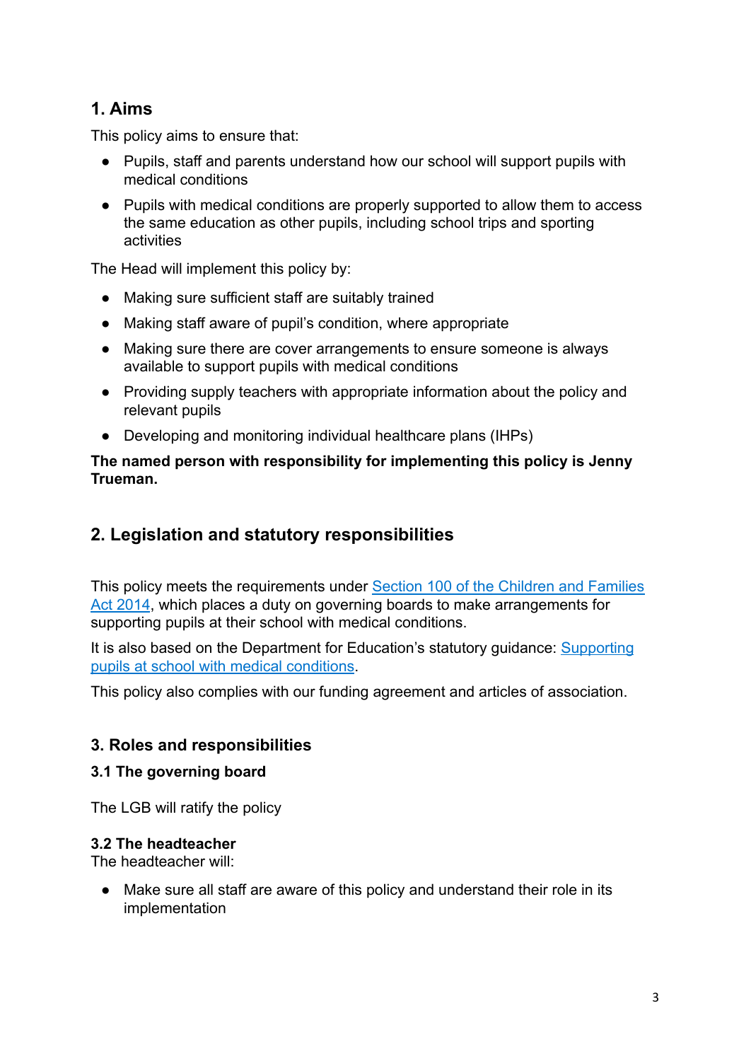## 1. Aims

This policy aims to ensure that:

- Pupils, staff and parents understand how our school will support pupils with medical conditions
- Pupils with medical conditions are properly supported to allow them to access the same education as other pupils, including school trips and sporting activities

The Head will implement this policy by:

- Making sure sufficient staff are suitably trained
- Making staff aware of pupil's condition, where appropriate
- Making sure there are cover arrangements to ensure someone is always available to support pupils with medical conditions
- Providing supply teachers with appropriate information about the policy and relevant pupils
- Developing and monitoring individual healthcare plans (IHPs)

**The named person with responsibility for implementing this policy is Jenny Trueman.**

## 2. Legislation and statutory responsibilities

This policy meets the requirements under [Section 100 of the Children and Families Act 2014](), which places a duty on governing boards to make arrangements for supporting pupils at their school with medical conditions.

It is also based on the Department for Education's statutory guidance: [Supporting pupils at school with medical conditions]().

This policy also complies with our funding agreement and articles of association.

## 3. Roles and responsibilities

### 3.1 The governing board

The LGB will ratify the policy

### 3.2 The headteacher

The headteacher will:

- Make sure all staff are aware of this policy and understand their role in its implementation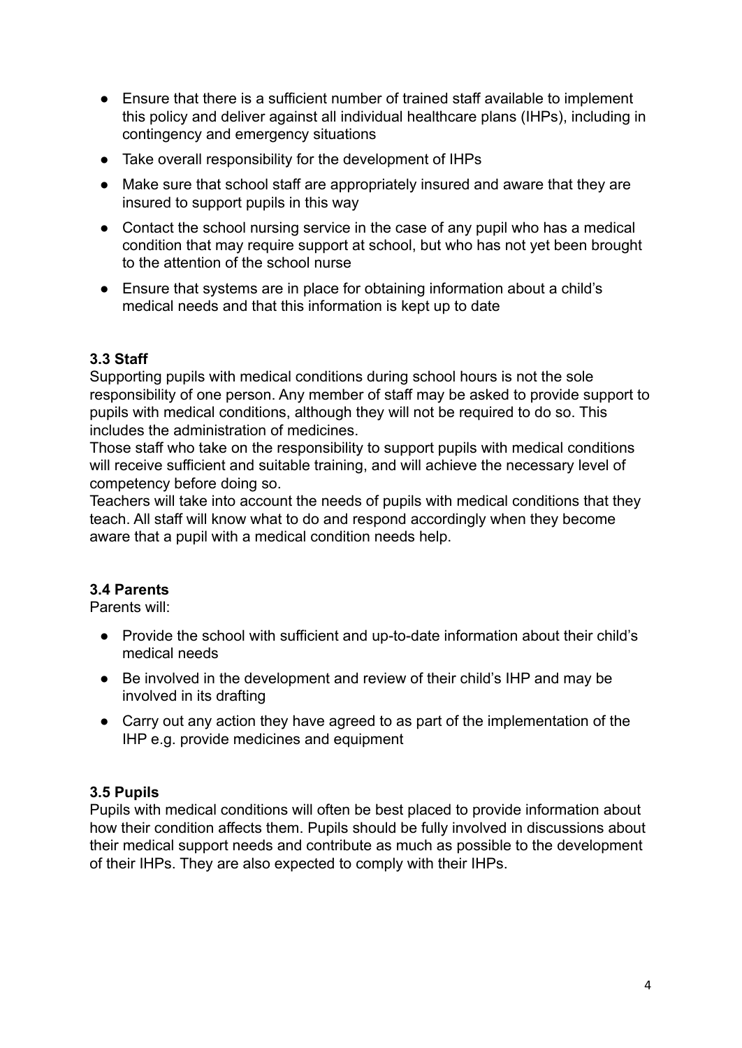- Ensure that there is a sufficient number of trained staff available to implement this policy and deliver against all individual healthcare plans (IHPs), including in contingency and emergency situations
- Take overall responsibility for the development of IHPs
- Make sure that school staff are appropriately insured and aware that they are insured to support pupils in this way
- Contact the school nursing service in the case of any pupil who has a medical condition that may require support at school, but who has not yet been brought to the attention of the school nurse
- Ensure that systems are in place for obtaining information about a child's medical needs and that this information is kept up to date

### 3.3 Staff

Supporting pupils with medical conditions during school hours is not the sole responsibility of one person. Any member of staff may be asked to provide support to pupils with medical conditions, although they will not be required to do so. This includes the administration of medicines.

Those staff who take on the responsibility to support pupils with medical conditions will receive sufficient and suitable training, and will achieve the necessary level of competency before doing so.

Teachers will take into account the needs of pupils with medical conditions that they teach. All staff will know what to do and respond accordingly when they become aware that a pupil with a medical condition needs help.

### 3.4 Parents

Parents will:

- Provide the school with sufficient and up-to-date information about their child's medical needs
- Be involved in the development and review of their child's IHP and may be involved in its drafting
- Carry out any action they have agreed to as part of the implementation of the IHP e.g. provide medicines and equipment

### 3.5 Pupils

Pupils with medical conditions will often be best placed to provide information about how their condition affects them. Pupils should be fully involved in discussions about their medical support needs and contribute as much as possible to the development of their IHPs. They are also expected to comply with their IHPs.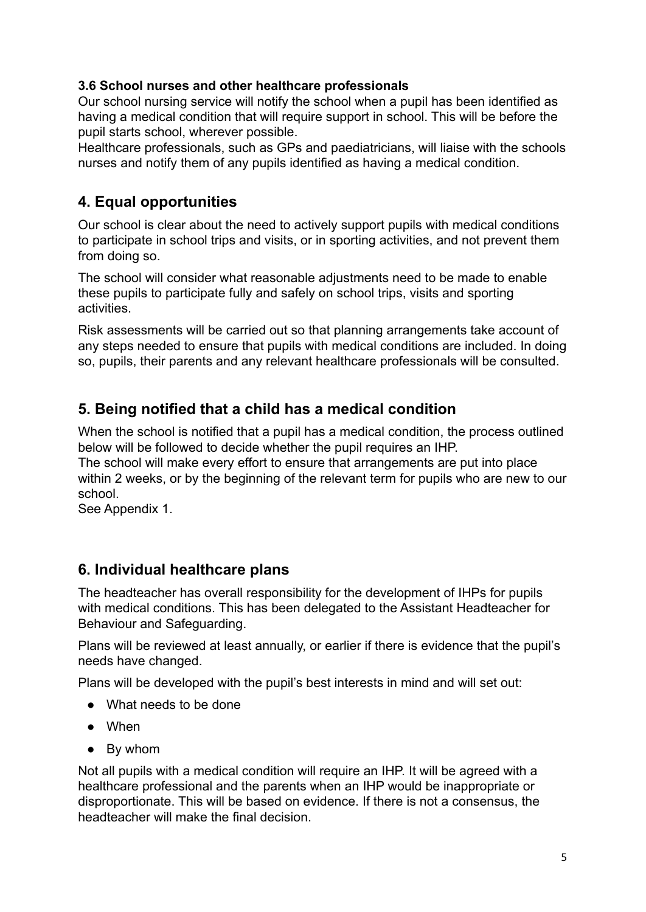### 3.6 School nurses and other healthcare professionals

Our school nursing service will notify the school when a pupil has been identified as having a medical condition that will require support in school. This will be before the pupil starts school, wherever possible.

Healthcare professionals, such as GPs and paediatricians, will liaise with the schools nurses and notify them of any pupils identified as having a medical condition.

## 4. Equal opportunities

Our school is clear about the need to actively support pupils with medical conditions to participate in school trips and visits, or in sporting activities, and not prevent them from doing so.

The school will consider what reasonable adjustments need to be made to enable these pupils to participate fully and safely on school trips, visits and sporting activities.

Risk assessments will be carried out so that planning arrangements take account of any steps needed to ensure that pupils with medical conditions are included. In doing so, pupils, their parents and any relevant healthcare professionals will be consulted.

## 5. Being notified that a child has a medical condition

When the school is notified that a pupil has a medical condition, the process outlined below will be followed to decide whether the pupil requires an IHP.

The school will make every effort to ensure that arrangements are put into place within 2 weeks, or by the beginning of the relevant term for pupils who are new to our school.

See Appendix 1.

## 6. Individual healthcare plans

The headteacher has overall responsibility for the development of IHPs for pupils with medical conditions. This has been delegated to the Assistant Headteacher for Behaviour and Safeguarding.

Plans will be reviewed at least annually, or earlier if there is evidence that the pupil's needs have changed.

Plans will be developed with the pupil's best interests in mind and will set out:

- What needs to be done
- When
- By whom

Not all pupils with a medical condition will require an IHP. It will be agreed with a healthcare professional and the parents when an IHP would be inappropriate or disproportionate. This will be based on evidence. If there is not a consensus, the headteacher will make the final decision.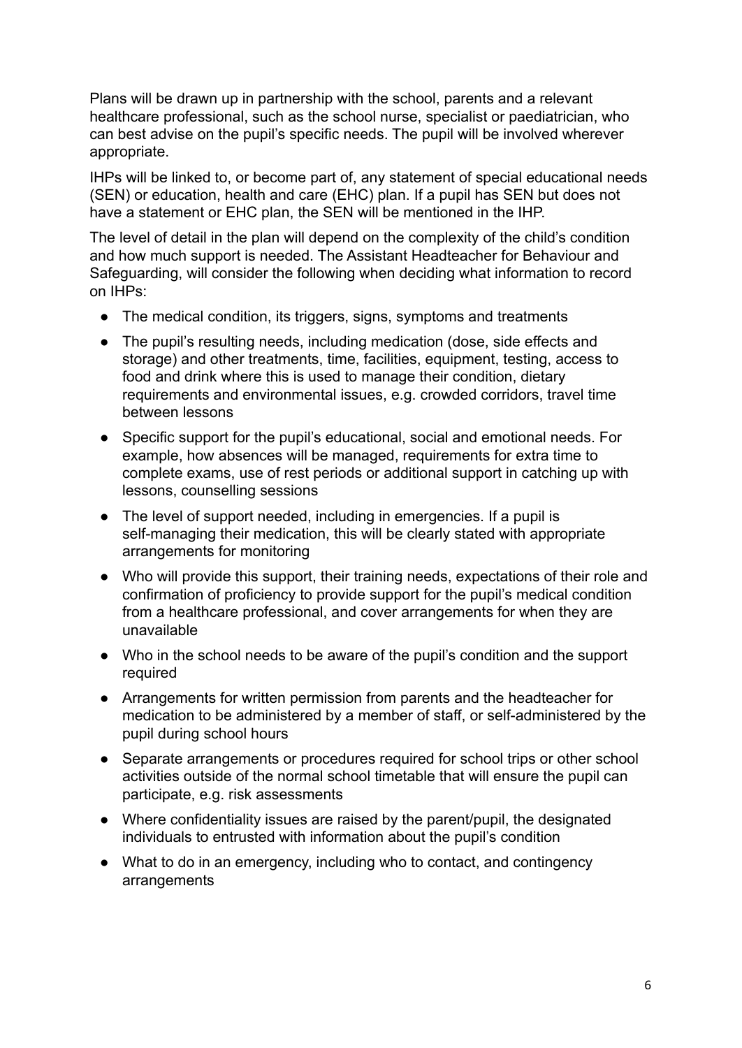Plans will be drawn up in partnership with the school, parents and a relevant healthcare professional, such as the school nurse, specialist or paediatrician, who can best advise on the pupil's specific needs. The pupil will be involved wherever appropriate.

IHPs will be linked to, or become part of, any statement of special educational needs (SEN) or education, health and care (EHC) plan. If a pupil has SEN but does not have a statement or EHC plan, the SEN will be mentioned in the IHP.

The level of detail in the plan will depend on the complexity of the child's condition and how much support is needed. The Assistant Headteacher for Behaviour and Safeguarding, will consider the following when deciding what information to record on IHPs:

- The medical condition, its triggers, signs, symptoms and treatments
- The pupil's resulting needs, including medication (dose, side effects and storage) and other treatments, time, facilities, equipment, testing, access to food and drink where this is used to manage their condition, dietary requirements and environmental issues, e.g. crowded corridors, travel time between lessons
- Specific support for the pupil's educational, social and emotional needs. For example, how absences will be managed, requirements for extra time to complete exams, use of rest periods or additional support in catching up with lessons, counselling sessions
- The level of support needed, including in emergencies. If a pupil is self-managing their medication, this will be clearly stated with appropriate arrangements for monitoring
- Who will provide this support, their training needs, expectations of their role and confirmation of proficiency to provide support for the pupil's medical condition from a healthcare professional, and cover arrangements for when they are unavailable
- Who in the school needs to be aware of the pupil's condition and the support required
- Arrangements for written permission from parents and the headteacher for medication to be administered by a member of staff, or self-administered by the pupil during school hours
- Separate arrangements or procedures required for school trips or other school activities outside of the normal school timetable that will ensure the pupil can participate, e.g. risk assessments
- Where confidentiality issues are raised by the parent/pupil, the designated individuals to entrusted with information about the pupil's condition
- What to do in an emergency, including who to contact, and contingency arrangements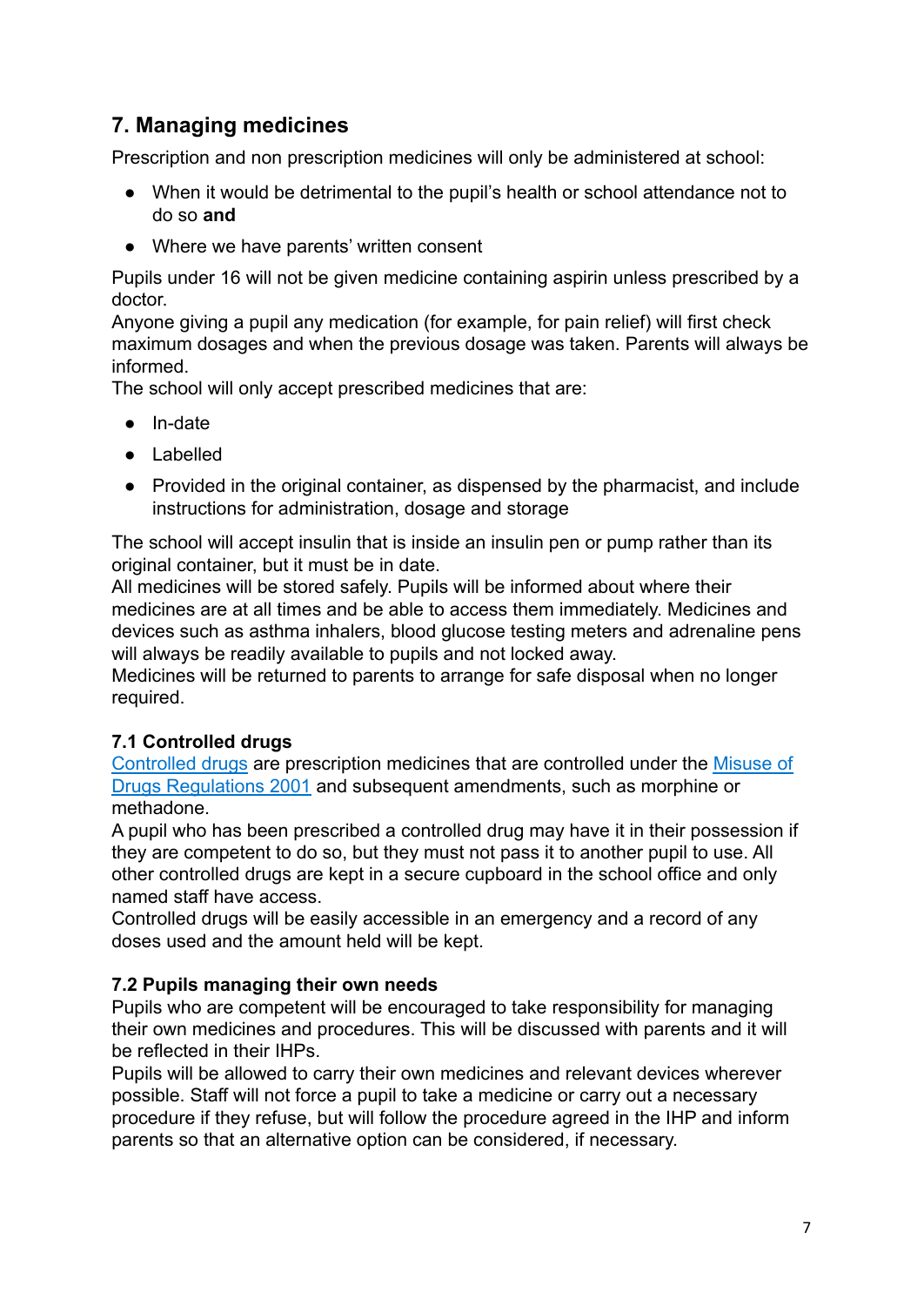## 7. Managing medicines

Prescription and non prescription medicines will only be administered at school:

- When it would be detrimental to the pupil's health or school attendance not to do so **and**
- Where we have parents' written consent

Pupils under 16 will not be given medicine containing aspirin unless prescribed by a doctor.

Anyone giving a pupil any medication (for example, for pain relief) will first check maximum dosages and when the previous dosage was taken. Parents will always be informed.

The school will only accept prescribed medicines that are:

- In-date
- Labelled
- Provided in the original container, as dispensed by the pharmacist, and include instructions for administration, dosage and storage

The school will accept insulin that is inside an insulin pen or pump rather than its original container, but it must be in date.

All medicines will be stored safely. Pupils will be informed about where their medicines are at all times and be able to access them immediately. Medicines and devices such as asthma inhalers, blood glucose testing meters and adrenaline pens will always be readily available to pupils and not locked away.

Medicines will be returned to parents to arrange for safe disposal when no longer required.

### 7.1 Controlled drugs

Controlled drugs are prescription medicines that are controlled under the Misuse of Drugs Regulations 2001 and subsequent amendments, such as morphine or methadone.

A pupil who has been prescribed a controlled drug may have it in their possession if they are competent to do so, but they must not pass it to another pupil to use. All other controlled drugs are kept in a secure cupboard in the school office and only named staff have access.

Controlled drugs will be easily accessible in an emergency and a record of any doses used and the amount held will be kept.

### 7.2 Pupils managing their own needs

Pupils who are competent will be encouraged to take responsibility for managing their own medicines and procedures. This will be discussed with parents and it will be reflected in their IHPs.

Pupils will be allowed to carry their own medicines and relevant devices wherever possible. Staff will not force a pupil to take a medicine or carry out a necessary procedure if they refuse, but will follow the procedure agreed in the IHP and inform parents so that an alternative option can be considered, if necessary.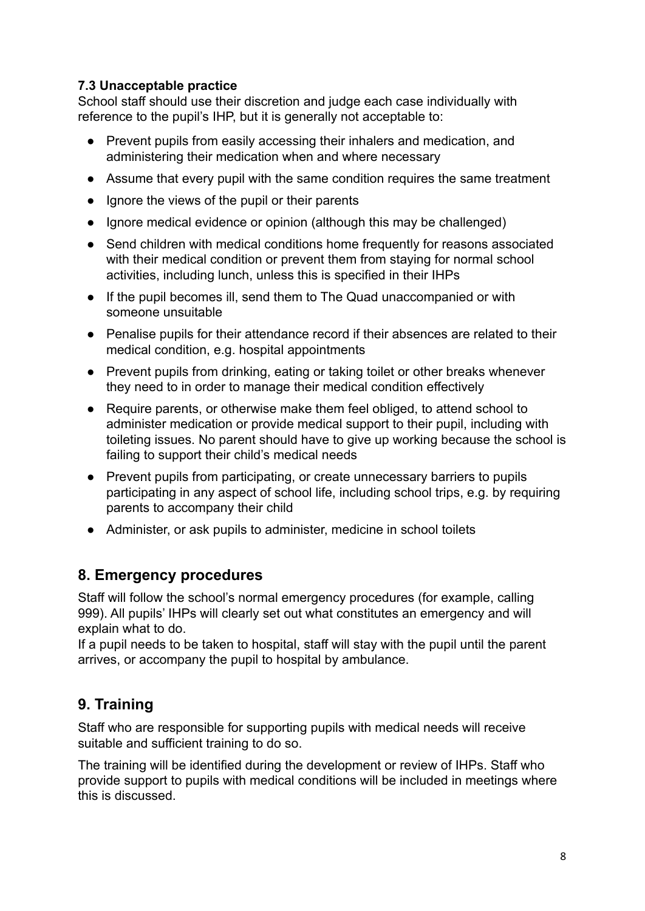### 7.3 Unacceptable practice

School staff should use their discretion and judge each case individually with reference to the pupil's IHP, but it is generally not acceptable to:

- Prevent pupils from easily accessing their inhalers and medication, and administering their medication when and where necessary
- Assume that every pupil with the same condition requires the same treatment
- Ignore the views of the pupil or their parents
- Ignore medical evidence or opinion (although this may be challenged)
- Send children with medical conditions home frequently for reasons associated with their medical condition or prevent them from staying for normal school activities, including lunch, unless this is specified in their IHPs
- If the pupil becomes ill, send them to The Quad unaccompanied or with someone unsuitable
- Penalise pupils for their attendance record if their absences are related to their medical condition, e.g. hospital appointments
- Prevent pupils from drinking, eating or taking toilet or other breaks whenever they need to in order to manage their medical condition effectively
- Require parents, or otherwise make them feel obliged, to attend school to administer medication or provide medical support to their pupil, including with toileting issues. No parent should have to give up working because the school is failing to support their child's medical needs
- Prevent pupils from participating, or create unnecessary barriers to pupils participating in any aspect of school life, including school trips, e.g. by requiring parents to accompany their child
- Administer, or ask pupils to administer, medicine in school toilets

## 8. Emergency procedures

Staff will follow the school's normal emergency procedures (for example, calling 999). All pupils' IHPs will clearly set out what constitutes an emergency and will explain what to do.

If a pupil needs to be taken to hospital, staff will stay with the pupil until the parent arrives, or accompany the pupil to hospital by ambulance.

## 9. Training

Staff who are responsible for supporting pupils with medical needs will receive suitable and sufficient training to do so.

The training will be identified during the development or review of IHPs. Staff who provide support to pupils with medical conditions will be included in meetings where this is discussed.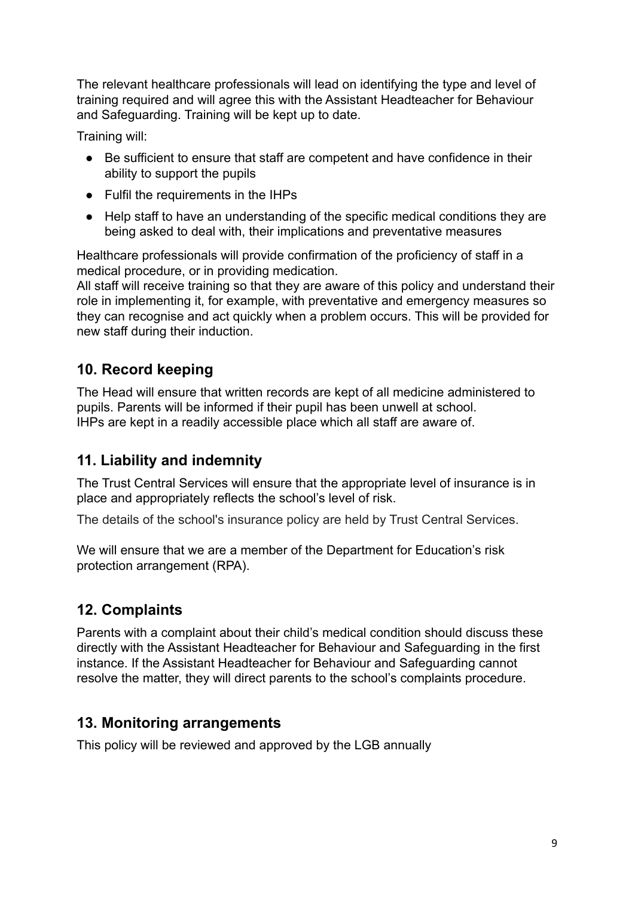The relevant healthcare professionals will lead on identifying the type and level of training required and will agree this with the Assistant Headteacher for Behaviour and Safeguarding. Training will be kept up to date.

Training will:

- Be sufficient to ensure that staff are competent and have confidence in their ability to support the pupils
- Fulfil the requirements in the IHPs
- Help staff to have an understanding of the specific medical conditions they are being asked to deal with, their implications and preventative measures

Healthcare professionals will provide confirmation of the proficiency of staff in a medical procedure, or in providing medication.
All staff will receive training so that they are aware of this policy and understand their role in implementing it, for example, with preventative and emergency measures so they can recognise and act quickly when a problem occurs. This will be provided for new staff during their induction.

## 10. Record keeping

The Head will ensure that written records are kept of all medicine administered to pupils. Parents will be informed if their pupil has been unwell at school.
IHPs are kept in a readily accessible place which all staff are aware of.

## 11. Liability and indemnity

The Trust Central Services will ensure that the appropriate level of insurance is in place and appropriately reflects the school's level of risk.

The details of the school's insurance policy are held by Trust Central Services.

We will ensure that we are a member of the Department for Education's risk protection arrangement (RPA).

## 12. Complaints

Parents with a complaint about their child's medical condition should discuss these directly with the Assistant Headteacher for Behaviour and Safeguarding in the first instance. If the Assistant Headteacher for Behaviour and Safeguarding cannot resolve the matter, they will direct parents to the school's complaints procedure.

## 13. Monitoring arrangements

This policy will be reviewed and approved by the LGB annually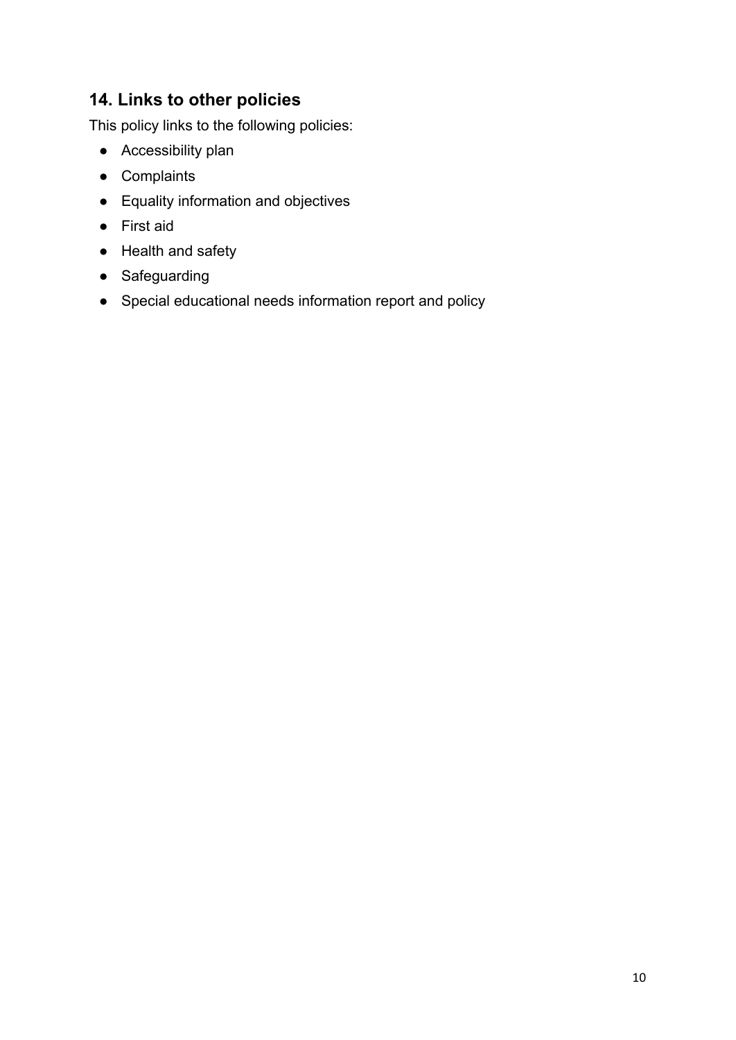## 14. Links to other policies

This policy links to the following policies:

- Accessibility plan
- Complaints
- Equality information and objectives
- First aid
- Health and safety
- Safeguarding
- Special educational needs information report and policy